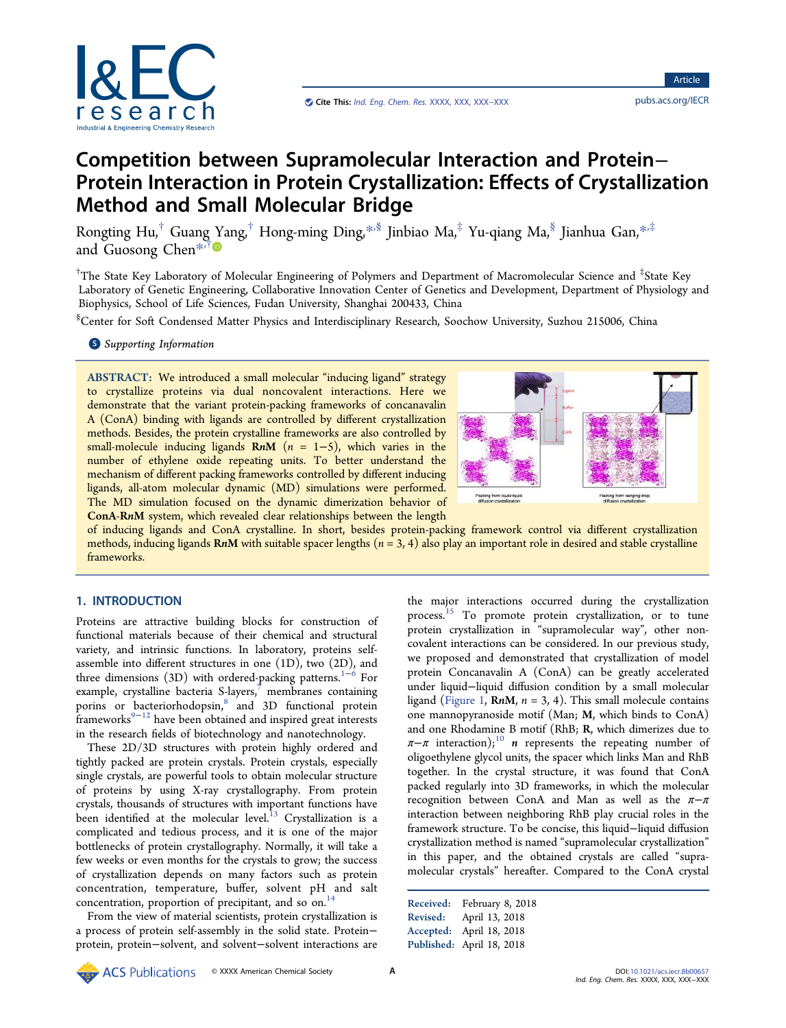# Competition between Supramolecular Interaction and Protein–Protein Interaction in Protein Crystallization: Effects of Crystallization Method and Small Molecular Bridge

Rongting Hu,[†] Guang Yang,[†] Hong-ming Ding,[*,§] Jinbiao Ma,[‡] Yu-qiang Ma,[§] Jianhua Gan,[*,‡] and Guosong Chen[*,†]

[†]The State Key Laboratory of Molecular Engineering of Polymers and Department of Macromolecular Science and [‡]State Key Laboratory of Genetic Engineering, Collaborative Innovation Center of Genetics and Development, Department of Physiology and Biophysics, School of Life Sciences, Fudan University, Shanghai 200433, China

[§]Center for Soft Condensed Matter Physics and Interdisciplinary Research, Soochow University, Suzhou 215006, China

Supporting Information

**ABSTRACT:** We introduced a small molecular "inducing ligand" strategy to crystallize proteins via dual noncovalent interactions. Here we demonstrate that the variant protein-packing frameworks of concanavalin A (ConA) binding with ligands are controlled by different crystallization methods. Besides, the protein crystalline frameworks are also controlled by small-molecule inducing ligands **R*n*M** ($n$ = 1–5), which varies in the number of ethylene oxide repeating units. To better understand the mechanism of different packing frameworks controlled by different inducing ligands, all-atom molecular dynamic (MD) simulations were performed. The MD simulation focused on the dynamic dimerization behavior of **ConA-R*n*M** system, which revealed clear relationships between the length of inducing ligands and ConA crystalline. In short, besides protein-packing framework control via different crystallization methods, inducing ligands **R*n*M** with suitable spacer lengths ($n$ = 3, 4) also play an important role in desired and stable crystalline frameworks.

## 1. INTRODUCTION

Proteins are attractive building blocks for construction of functional materials because of their chemical and structural variety, and intrinsic functions. In laboratory, proteins self-assemble into different structures in one (1D), two (2D), and three dimensions (3D) with ordered-packing patterns.[1−6] For example, crystalline bacteria S-layers,[7] membranes containing porins or bacteriorhodopsin,[8] and 3D functional protein frameworks[9−12] have been obtained and inspired great interests in the research fields of biotechnology and nanotechnology.

These 2D/3D structures with protein highly ordered and tightly packed are protein crystals. Protein crystals, especially single crystals, are powerful tools to obtain molecular structure of proteins by using X-ray crystallography. From protein crystals, thousands of structures with important functions have been identified at the molecular level.[13] Crystallization is a complicated and tedious process, and it is one of the major bottlenecks of protein crystallography. Normally, it will take a few weeks or even months for the crystals to grow; the success of crystallization depends on many factors such as protein concentration, temperature, buffer, solvent pH and salt concentration, proportion of precipitant, and so on.[14]

From the view of material scientists, protein crystallization is a process of protein self-assembly in the solid state. Protein–protein, protein–solvent, and solvent–solvent interactions are the major interactions occurred during the crystallization process.[15] To promote protein crystallization, or to tune protein crystallization in "supramolecular way", other noncovalent interactions can be considered. In our previous study, we proposed and demonstrated that crystallization of model protein Concanavalin A (ConA) can be greatly accelerated under liquid–liquid diffusion condition by a small molecular ligand (Figure 1, **R*n*M**, $n$ = 3, 4). This small molecule contains one mannopyranoside motif (Man; **M**, which binds to ConA) and one Rhodamine B motif (RhB; **R**, which dimerizes due to $\pi$–$\pi$ interaction);[10] $n$ represents the repeating number of oligoethylene glycol units, the spacer which links Man and RhB together. In the crystal structure, it was found that ConA packed regularly into 3D frameworks, in which the molecular recognition between ConA and Man as well as the $\pi$–$\pi$ interaction between neighboring RhB play crucial roles in the framework structure. To be concise, this liquid–liquid diffusion crystallization method is named "supramolecular crystallization" in this paper, and the obtained crystals are called "supramolecular crystals" hereafter. Compared to the ConA crystal

Received: February 8, 2018
Revised: April 13, 2018
Accepted: April 18, 2018
Published: April 18, 2018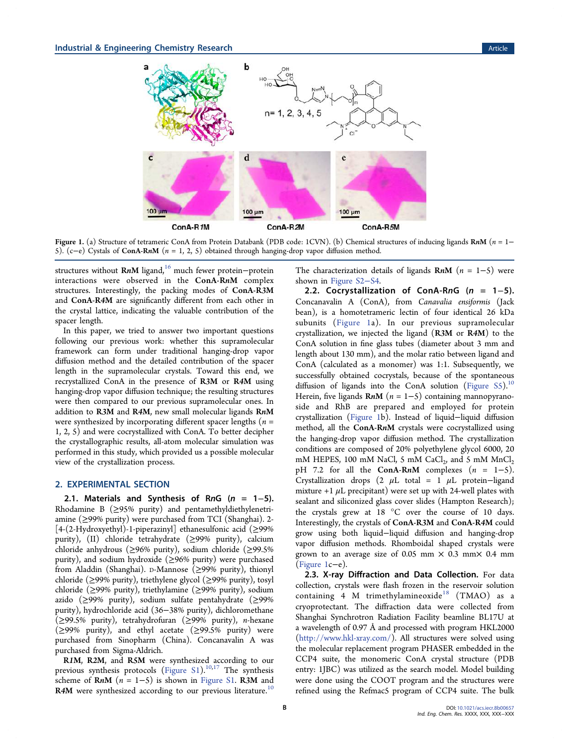Figure 1. (a) Structure of tetrameric ConA from Protein Databank (PDB code: 1CVN). (b) Chemical structures of inducing ligands **R*n*M** (*n* = 1−5). (c−e) Cystals of **ConA-R*n*M** (*n* = 1, 2, 5) obtained through hanging-drop vapor diffusion method.

structures without **R*n*M** ligand,[16] much fewer protein−protein interactions were observed in the **ConA-R*n*M** complex structures. Interestingly, the packing modes of **ConA-R3M** and **ConA-R4M** are significantly different from each other in the crystal lattice, indicating the valuable contribution of the spacer length.

In this paper, we tried to answer two important questions following our previous work: whether this supramolecular framework can form under traditional hanging-drop vapor diffusion method and the detailed contribution of the spacer length in the supramolecular crystals. Toward this end, we recrystallized ConA in the presence of **R3M** or **R4M** using hanging-drop vapor diffusion technique; the resulting structures were then compared to our previous supramolecular ones. In addition to **R3M** and **R4M**, new small molecular ligands **R*n*M** were synthesized by incorporating different spacer lengths (*n* = 1, 2, 5) and were cocrystallized with ConA. To better decipher the crystallographic results, all-atom molecular simulation was performed in this study, which provided us a possible molecular view of the crystallization process.

## 2. EXPERIMENTAL SECTION

### 2.1. Materials and Synthesis of R*n*G (*n* = 1−5).

Rhodamine B (≥95% purity) and pentamethyldiethylenetriamine (≥99% purity) were purchased from TCI (Shanghai). 2-[4-(2-Hydroxyethyl)-1-piperazinyl] ethanesulfonic acid (≥99% purity), (II) chloride tetrahydrate (≥99% purity), calcium chloride anhydrous (≥96% purity), sodium chloride (≥99.5% purity), and sodium hydroxide (≥96% purity) were purchased from Aladdin (Shanghai). D-Mannose (≥99% purity), thionyl chloride (≥99% purity), triethylene glycol (≥99% purity), tosyl chloride (≥99% purity), triethylamine (≥99% purity), sodium azido (≥99% purity), sodium sulfate pentahydrate (≥99% purity), hydrochloride acid (36−38% purity), dichloromethane (≥99.5% purity), tetrahydrofuran (≥99% purity), *n*-hexane (≥99% purity), and ethyl acetate (≥99.5% purity) were purchased from Sinopharm (China). Concanavalin A was purchased from Sigma-Aldrich.

**R1M**, **R2M**, and **R5M** were synthesized according to our previous synthesis protocols (Figure S1).[10,17] The synthesis scheme of **R*n*M** (*n* = 1−5) is shown in Figure S1. **R3M** and **R4M** were synthesized according to our previous literature.[10] The characterization details of ligands **R*n*M** (*n* = 1−5) were shown in Figure S2−S4.

### 2.2. Cocrystallization of ConA-R*n*G (*n* = 1−5).

Concanavalin A (ConA), from *Canavalia ensiformis* (Jack bean), is a homotetrameric lectin of four identical 26 kDa subunits (Figure 1a). In our previous supramolecular crystallization, we injected the ligand (**R3M** or **R4M**) to the ConA solution in fine glass tubes (diameter about 3 mm and length about 130 mm), and the molar ratio between ligand and ConA (calculated as a monomer) was 1:1. Subsequently, we successfully obtained cocrystals, because of the spontaneous diffusion of ligands into the ConA solution (Figure S5).[10] Herein, five ligands **R*n*M** (*n* = 1−5) containing mannopyranoside and RhB are prepared and employed for protein crystallization (Figure 1b). Instead of liquid−liquid diffusion method, all the **ConA-R*n*M** crystals were cocrystallized using the hanging-drop vapor diffusion method. The crystallization conditions are composed of 20% polyethylene glycol 6000, 20 mM HEPES, 100 mM NaCl, 5 mM $CaCl_2$, and 5 mM $MnCl_2$ pH 7.2 for all the **ConA-R*n*M** complexes (*n* = 1−5). Crystallization drops (2 μL total = 1 μL protein−ligand mixture +1 μL precipitant) were set up with 24-well plates with sealant and siliconized glass cover slides (Hampton Research); the crystals grew at 18 °C over the course of 10 days. Interestingly, the crystals of **ConA-R3M** and **ConA-R4M** could grow using both liquid−liquid diffusion and hanging-drop vapor diffusion methods. Rhomboidal shaped crystals were grown to an average size of 0.05 mm × 0.3 mm× 0.4 mm (Figure 1c−e).

### 2.3. X-ray Diffraction and Data Collection.

For data collection, crystals were flash frozen in the reservoir solution containing 4 M trimethylamineoxide[18] (TMAO) as a cryoprotectant. The diffraction data were collected from Shanghai Synchrotron Radiation Facility beamline BL17U at a wavelength of 0.97 Å and processed with program HKL2000 (http://www.hkl-xray.com/). All structures were solved using the molecular replacement program PHASER embedded in the CCP4 suite, the monomeric ConA crystal structure (PDB entry: 1JBC) was utilized as the search model. Model building were done using the COOT program and the structures were refined using the Refmac5 program of CCP4 suite. The bulk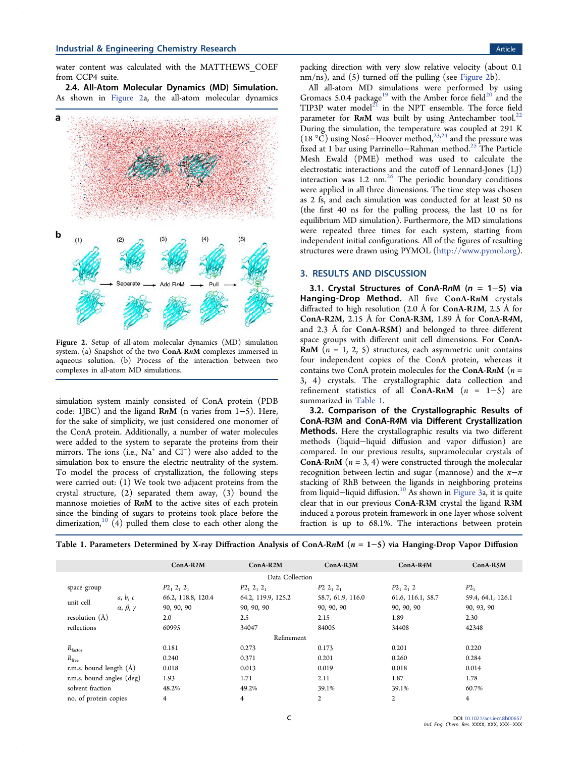water content was calculated with the MATTHEWS_COEF from CCP4 suite.

**2.4. All-Atom Molecular Dynamics (MD) Simulation.** As shown in Figure 2a, the all-atom molecular dynamics simulation system mainly consisted of ConA protein (PDB code: 1JBC) and the ligand **R*n*M** (n varies from 1−5). Here, for the sake of simplicity, we just considered one monomer of the ConA protein. Additionally, a number of water molecules were added to the system to separate the proteins from their mirrors. The ions (i.e., $Na^+$ and $Cl^-$) were also added to the simulation box to ensure the electric neutrality of the system. To model the process of crystallization, the following steps were carried out: (1) We took two adjacent proteins from the crystal structure, (2) separated them away, (3) bound the mannose moieties of **R*n*M** to the active sites of each protein since the binding of sugars to proteins took place before the dimerization,[10] (4) pulled them close to each other along the packing direction with very slow relative velocity (about 0.1 nm/ns), and (5) turned off the pulling (see Figure 2b).

Figure 2. Setup of all-atom molecular dynamics (MD) simulation system. (a) Snapshot of the two **ConA-R*n*M** complexes immersed in aqueous solution. (b) Process of the interaction between two complexes in all-atom MD simulations.

All all-atom MD simulations were performed by using Gromacs 5.0.4 package[19] with the Amber force field[20] and the TIP3P water model[21] in the NPT ensemble. The force field parameter for **R*n*M** was built by using Antechamber tool.[22] During the simulation, the temperature was coupled at 291 K (18 °C) using Nosé−Hoover method,[23,24] and the pressure was fixed at 1 bar using Parrinello−Rahman method.[25] The Particle Mesh Ewald (PME) method was used to calculate the electrostatic interactions and the cutoff of Lennard-Jones (LJ) interaction was 1.2 nm.[26] The periodic boundary conditions were applied in all three dimensions. The time step was chosen as 2 fs, and each simulation was conducted for at least 50 ns (the first 40 ns for the pulling process, the last 10 ns for equilibrium MD simulation). Furthermore, the MD simulations were repeated three times for each system, starting from independent initial configurations. All of the figures of resulting structures were drawn using PYMOL (http://www.pymol.org).

## 3. RESULTS AND DISCUSSION

**3.1. Crystal Structures of ConA-R*n*M (*n* = 1−5) via Hanging-Drop Method.** All five **ConA-R*n*M** crystals diffracted to high resolution (2.0 Å for **ConA-R*1*M**, 2.5 Å for **ConA-R2M**, 2.15 Å for **ConA-R3M**, 1.89 Å for **ConA-R*4*M**, and 2.3 Å for **ConA-R*5*M**) and belonged to three different space groups with different unit cell dimensions. For **ConA-R*n*M** (*n* = 1, 2, 5) structures, each asymmetric unit contains four independent copies of the ConA protein, whereas it contains two ConA protein molecules for the **ConA-R*n*M** (*n* = 3, 4) crystals. The crystallographic data collection and refinement statistics of all **ConA-R*n*M** (*n* = 1−5) are summarized in Table 1.

**3.2. Comparison of the Crystallographic Results of ConA-R*3*M and ConA-R*4*M via Different Crystallization Methods.** Here the crystallographic results via two different methods (liquid−liquid diffusion and vapor diffusion) are compared. In our previous results, supramolecular crystals of **ConA-R*n*M** (*n* = 3, 4) were constructed through the molecular recognition between lectin and sugar (mannose) and the π−π stacking of RhB between the ligands in neighboring proteins from liquid−liquid diffusion.[10] As shown in Figure 3a, it is quite clear that in our previous **ConA-R*3*M** crystal the ligand **R*3*M** induced a porous protein framework in one layer whose solvent fraction is up to 68.1%. The interactions between protein

Table 1. Parameters Determined by X-ray Diffraction Analysis of ConA-R*n*M (*n* = 1−5) via Hanging-Drop Vapor Diffusion

| | | ConA-R*1*M | ConA-R2M | ConA-R3M | ConA-R*4*M | ConA-R*5*M |
|---|---|---|---|---|---|---|
| | | Data Collection | | | | |
| space group | | $P2_1\ 2_1\ 2_1$ | $P2_1\ 2_1\ 2_1$ | $P2\ 2_1\ 2_1$ | $P2_1\ 2_1\ 2$ | $P2_1$ |
| unit cell | *a*, *b*, *c* | 66.2, 118.8, 120.4 | 64.2, 119.9, 125.2 | 58.7, 61.9, 116.0 | 61.6, 116.1, 58.7 | 59.4, 64.1, 126.1 |
| | α, β, γ | 90, 90, 90 | 90, 90, 90 | 90, 90, 90 | 90, 90, 90 | 90, 93, 90 |
| resolution (Å) | | 2.0 | 2.5 | 2.15 | 1.89 | 2.30 |
| reflections | | 60995 | 34047 | 84005 | 34408 | 42348 |
| | | Refinement | | | | |
| $R_{factor}$ | | 0.181 | 0.273 | 0.173 | 0.201 | 0.220 |
| $R_{free}$ | | 0.240 | 0.371 | 0.201 | 0.260 | 0.284 |
| r.m.s. bound length (Å) | | 0.018 | 0.013 | 0.019 | 0.018 | 0.014 |
| r.m.s. bound angles (deg) | | 1.93 | 1.71 | 2.11 | 1.87 | 1.78 |
| solvent fraction | | 48.2% | 49.2% | 39.1% | 39.1% | 60.7% |
| no. of protein copies | | 4 | 4 | 2 | 2 | 4 |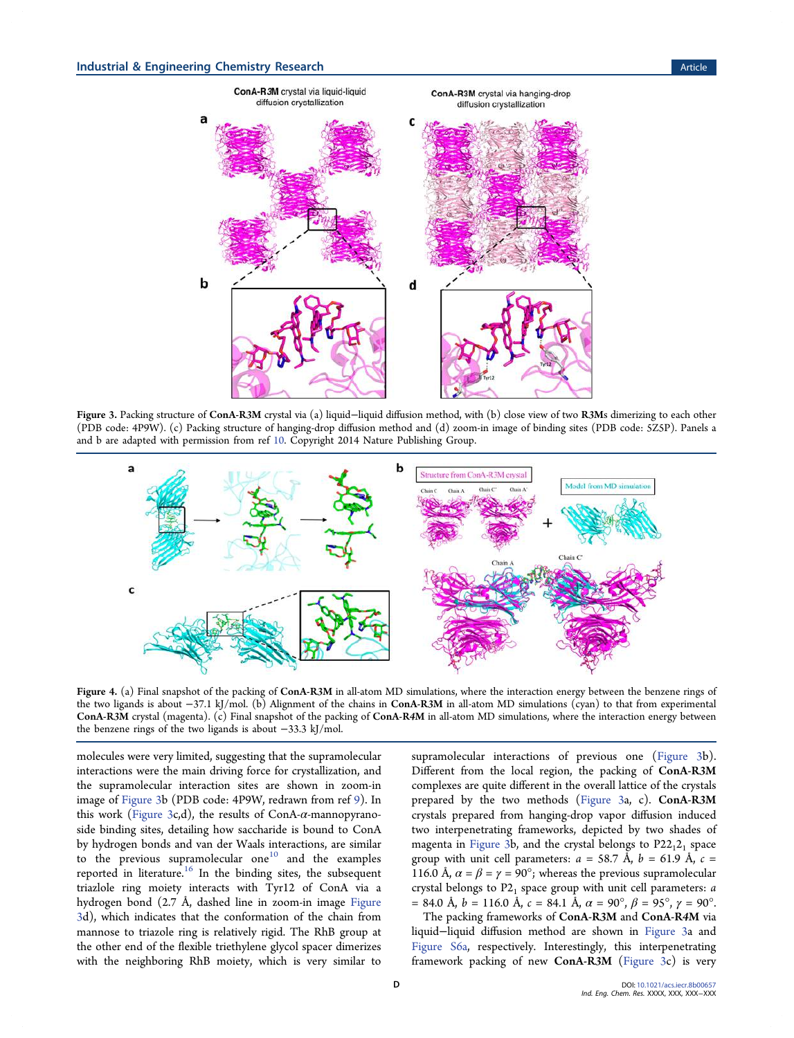Figure 3. Packing structure of **ConA-R3M** crystal via (a) liquid−liquid diffusion method, with (b) close view of two **R3Ms** dimerizing to each other (PDB code: 4P9W). (c) Packing structure of hanging-drop diffusion method and (d) zoom-in image of binding sites (PDB code: 5Z5P). Panels a and b are adapted with permission from ref 10. Copyright 2014 Nature Publishing Group.

Figure 4. (a) Final snapshot of the packing of **ConA-R3M** in all-atom MD simulations, where the interaction energy between the benzene rings of the two ligands is about −37.1 kJ/mol. (b) Alignment of the chains in **ConA-R3M** in all-atom MD simulations (cyan) to that from experimental **ConA-R3M** crystal (magenta). (c) Final snapshot of the packing of **ConA-R4M** in all-atom MD simulations, where the interaction energy between the benzene rings of the two ligands is about −33.3 kJ/mol.

molecules were very limited, suggesting that the supramolecular interactions were the main driving force for crystallization, and the supramolecular interaction sites are shown in zoom-in image of Figure 3b (PDB code: 4P9W, redrawn from ref 9). In this work (Figure 3c,d), the results of ConA-$\alpha$-mannopyranoside binding sites, detailing how saccharide is bound to ConA by hydrogen bonds and van der Waals interactions, are similar to the previous supramolecular one[10] and the examples reported in literature.[16] In the binding sites, the subsequent triazlole ring moiety interacts with Tyr12 of ConA via a hydrogen bond (2.7 Å, dashed line in zoom-in image Figure 3d), which indicates that the conformation of the chain from mannose to triazole ring is relatively rigid. The RhB group at the other end of the flexible triethylene glycol spacer dimerizes with the neighboring RhB moiety, which is very similar to supramolecular interactions of previous one (Figure 3b). Different from the local region, the packing of **ConA-R3M** complexes are quite different in the overall lattice of the crystals prepared by the two methods (Figure 3a, c). **ConA-R3M** crystals prepared from hanging-drop vapor diffusion induced two interpenetrating frameworks, depicted by two shades of magenta in Figure 3b, and the crystal belongs to $P22_12_1$ space group with unit cell parameters: $a$ = 58.7 Å, $b$ = 61.9 Å, $c$ = 116.0 Å, $\alpha = \beta = \gamma = 90°$; whereas the previous supramolecular crystal belongs to $P2_1$ space group with unit cell parameters: $a$ = 84.0 Å, $b$ = 116.0 Å, $c$ = 84.1 Å, $\alpha$ = 90°, $\beta$ = 95°, $\gamma$ = 90°.

The packing frameworks of **ConA-R3M** and **ConA-R4M** via liquid−liquid diffusion method are shown in Figure 3a and Figure S6a, respectively. Interestingly, this interpenetrating framework packing of new **ConA-R3M** (Figure 3c) is very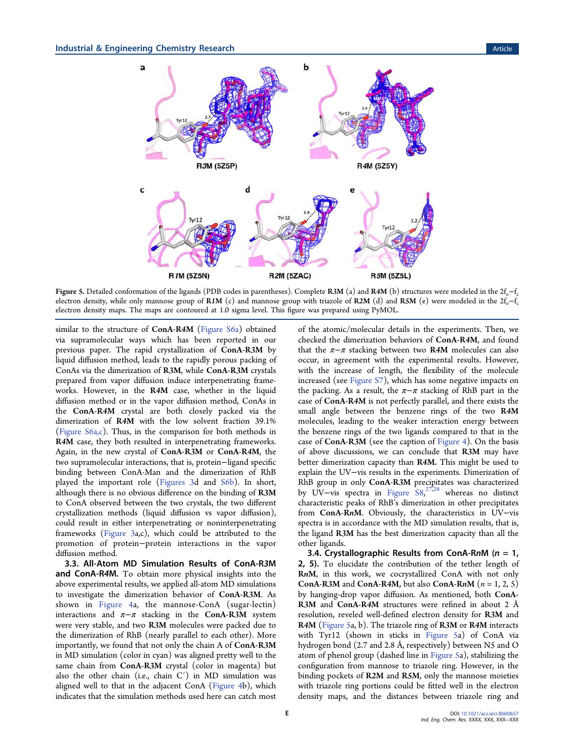Figure 5. Detailed conformation of the ligands (PDB codes in parentheses). Complete **R3M** (a) and **R4M** (b) structures were modeled in the $2f_o-f_c$ electron density, while only mannose group of **R1M** (c) and mannose group with triazole of **R2M** (d) and **R5M** (e) were modeled in the $2f_o-f_c$ electron density maps. The maps are contoured at 1.0 sigma level. This figure was prepared using PyMOL.

similar to the structure of **ConA-R4M** (Figure S6a) obtained via supramolecular ways which has been reported in our previous paper. The rapid crystallization of **ConA-R3M** by liquid diffusion method, leads to the rapidly porous packing of ConAs via the dimerization of **R3M**, while **ConA-R3M** crystals prepared from vapor diffusion induce interpenetrating frameworks. However, in the **R4M** case, whether in the liquid diffusion method or in the vapor diffusion method, ConAs in the **ConA-R4M** crystal are both closely packed via the dimerization of **R4M** with the low solvent fraction 39.1% (Figure S6a,c). Thus, in the comparison for both methods in **R4M** case, they both resulted in interpenetrating frameworks. Again, in the new crystal of **ConA-R3M** or **ConA-R4M**, the two supramolecular interactions, that is, protein−ligand specific binding between ConA-Man and the dimerization of RhB played the important role (Figures 3d and S6b). In short, although there is no obvious difference on the binding of **R3M** to ConA observed between the two crystals, the two different crystallization methods (liquid diffusion vs vapor diffusion), could result in either interpenetrating or noninterpenetrating frameworks (Figure 3a,c), which could be attributed to the promotion of protein−protein interactions in the vapor diffusion method.

### 3.3. All-Atom MD Simulation Results of ConA-R3M and ConA-R4M.

To obtain more physical insights into the above experimental results, we applied all-atom MD simulations to investigate the dimerization behavior of **ConA-R3M**. As shown in Figure 4a, the mannose-ConA (sugar-lectin) interactions and π−π stacking in the **ConA-R3M** system were very stable, and two **R3M** molecules were packed due to the dimerization of RhB (nearly parallel to each other). More importantly, we found that not only the chain A of **ConA-R3M** in MD simulation (color in cyan) was aligned pretty well to the same chain from **ConA-R3M** crystal (color in magenta) but also the other chain (i.e., chain C′) in MD simulation was aligned well to that in the adjacent ConA (Figure 4b), which indicates that the simulation methods used here can catch most of the atomic/molecular details in the experiments. Then, we checked the dimerization behaviors of **ConA-R4M**, and found that the π−π stacking between two **R4M** molecules can also occur, in agreement with the experimental results. However, with the increase of length, the flexibility of the molecule increased (see Figure S7), which has some negative impacts on the packing. As a result, the π−π stacking of RhB part in the case of **ConA-R4M** is not perfectly parallel, and there exists the small angle between the benzene rings of the two **R4M** molecules, leading to the weaker interaction energy between the benzene rings of the two ligands compared to that in the case of **ConA-R3M** (see the caption of Figure 4). On the basis of above discussions, we can conclude that **R3M** may have better dimerization capacity than **R4M.** This might be used to explain the UV−vis results in the experiments. Dimerization of RhB group in only **ConA-R3M** precipitates was characterized by UV−vis spectra in Figure S8,[27,28] whereas no distinct characteristic peaks of RhB's dimerization in other precipitates from **ConA-RnM**. Obviously, the characteristics in UV−vis spectra is in accordance with the MD simulation results, that is, the ligand **R3M** has the best dimerization capacity than all the other ligands.

### 3.4. Crystallographic Results from ConA-RnM (n = 1, 2, 5).

To elucidate the contribution of the tether length of **RnM**, in this work, we cocrystallized ConA with not only **ConA-R3M** and **ConA-R4M,** but also **ConA-RnM** (n = 1, 2, 5) by hanging-drop vapor diffusion. As mentioned, both **ConA-R3M** and **ConA-R4M** structures were refined in about 2 Å resolution, reveled well-defined electron density for **R3M** and **R4M** (Figure 5a, b). The triazole ring of **R3M** or **R4M** interacts with Tyr12 (shown in sticks in Figure 5a) of ConA via hydrogen bond (2.7 and 2.8 Å, respectively) between N5 and O atom of phenol group (dashed line in Figure 5a), stabilizing the configuration from mannose to triazole ring. However, in the binding pockets of **R2M** and **R5M**, only the mannose moieties with triazole ring portions could be fitted well in the electron density maps, and the distances between triazole ring and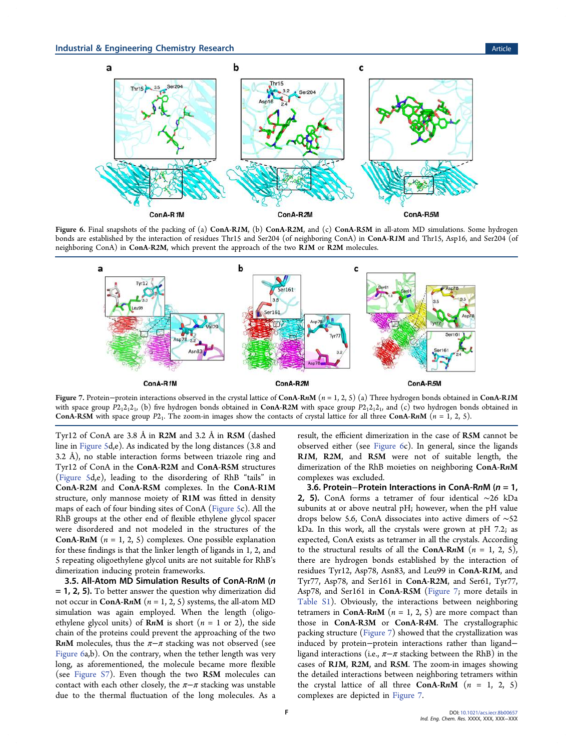Figure 6. Final snapshots of the packing of (a) **ConA-R*1*M**, (b) **ConA-R2M**, and (c) **ConA-R5M** in all-atom MD simulations. Some hydrogen bonds are established by the interaction of residues Thr15 and Ser204 (of neighboring ConA) in **ConA-R*1*M** and Thr15, Asp16, and Ser204 (of neighboring ConA) in **ConA-R2M**, which prevent the approach of the two **R1M** or **R2M** molecules.

Figure 7. Protein−protein interactions observed in the crystal lattice of **ConA-R*n*M** ($n$ = 1, 2, 5) (a) Three hydrogen bonds obtained in **ConA-R*1*M** with space group $P2_12_12_1$, (b) five hydrogen bonds obtained in **ConA-R2M** with space group $P2_12_12_1$, and (c) two hydrogen bonds obtained in **ConA-R5M** with space group $P2_1$. The zoom-in images show the contacts of crystal lattice for all three **ConA-R*n*M** ($n$ = 1, 2, 5).

Tyr12 of ConA are 3.8 Å in **R2M** and 3.2 Å in **R5M** (dashed line in Figure 5d,e). As indicated by the long distances (3.8 and 3.2 Å), no stable interaction forms between triazole ring and Tyr12 of ConA in the **ConA-R2M** and **ConA-R5M** structures (Figure 5d,e), leading to the disordering of RhB "tails" in **ConA-R2M** and **ConA-R5M** complexes. In the **ConA-R1M** structure, only mannose moiety of **R1M** was fitted in density maps of each of four binding sites of ConA (Figure 5c). All the RhB groups at the other end of flexible ethylene glycol spacer were disordered and not modeled in the structures of the **ConA-R*n*M** ($n$ = 1, 2, 5) complexes. One possible explanation for these findings is that the linker length of ligands in 1, 2, and 5 repeating oligoethylene glycol units are not suitable for RhB's dimerization inducing protein frameworks.

### 3.5. All-Atom MD Simulation Results of ConA-R*n*M ($n$ = 1, 2, 5).

To better answer the question why dimerization did not occur in **ConA-R*n*M** ($n$ = 1, 2, 5) systems, the all-atom MD simulation was again employed. When the length (oligoethylene glycol units) of **R*n*M** is short ($n$ = 1 or 2), the side chain of the proteins could prevent the approaching of the two **R*n*M** molecules, thus the $\pi-\pi$ stacking was not observed (see Figure 6a,b). On the contrary, when the tether length was very long, as aforementioned, the molecule became more flexible (see Figure S7). Even though the two **R5M** molecules can contact with each other closely, the $\pi-\pi$ stacking was unstable due to the thermal fluctuation of the long molecules. As a result, the efficient dimerization in the case of **R5M** cannot be observed either (see Figure 6c). In general, since the ligands **R1M**, **R2M**, and **R5M** were not of suitable length, the dimerization of the RhB moieties on neighboring **ConA-R*n*M** complexes was excluded.

### 3.6. Protein−Protein Interactions in ConA-R*n*M ($n$ = 1, 2, 5).

ConA forms a tetramer of four identical ~26 kDa subunits at or above neutral pH; however, when the pH value drops below 5.6, ConA dissociates into active dimers of ~52 kDa. In this work, all the crystals were grown at pH 7.2; as expected, ConA exists as tetramer in all the crystals. According to the structural results of all the **ConA-R*n*M** ($n$ = 1, 2, 5), there are hydrogen bonds established by the interaction of residues Tyr12, Asp78, Asn83, and Leu99 in **ConA-R*1*M**, and Tyr77, Asp78, and Ser161 in **ConA-R2M**, and Ser61, Tyr77, Asp78, and Ser161 in **ConA-R5M** (Figure 7; more details in Table S1). Obviously, the interactions between neighboring tetramers in **ConA-R*n*M** ($n$ = 1, 2, 5) are more compact than those in **ConA-R3M** or **ConA-R4M**. The crystallographic packing structure (Figure 7) showed that the crystallization was induced by protein−protein interactions rather than ligand−ligand interactions (i.e., $\pi-\pi$ stacking between the RhB) in the cases of **R1M**, **R2M**, and **R5M**. The zoom-in images showing the detailed interactions between neighboring tetramers within the crystal lattice of all three **ConA-R*n*M** ($n$ = 1, 2, 5) complexes are depicted in Figure 7.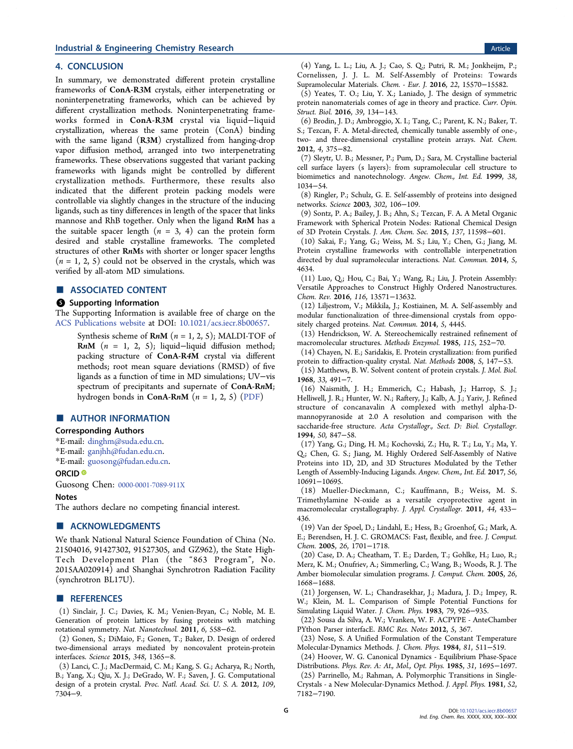## 4. CONCLUSION

In summary, we demonstrated different protein crystalline frameworks of **ConA-R3M** crystals, either interpenetrating or noninterpenetrating frameworks, which can be achieved by different crystallization methods. Noninterpenetrating frameworks formed in **ConA-R3M** crystal via liquid−liquid crystallization, whereas the same protein (ConA) binding with the same ligand (**R3M**) crystallized from hanging-drop vapor diffusion method, arranged into two interpenetrating frameworks. These observations suggested that variant packing frameworks with ligands might be controlled by different crystallization methods. Furthermore, these results also indicated that the different protein packing models were controllable via slightly changes in the structure of the inducing ligands, such as tiny differences in length of the spacer that links mannose and RhB together. Only when the ligand **R*n*M** has a the suitable spacer length ($n$ = 3, 4) can the protein form desired and stable crystalline frameworks. The completed structures of other **R*n*M**s with shorter or longer spacer lengths ($n$ = 1, 2, 5) could not be observed in the crystals, which was verified by all-atom MD simulations.

## ■ ASSOCIATED CONTENT

### Supporting Information

The Supporting Information is available free of charge on the ACS Publications website at DOI: 10.1021/acs.iecr.8b00657.

> Synthesis scheme of **R*n*M** ($n$ = 1, 2, 5); MALDI-TOF of **R*n*M** ($n$ = 1, 2, 5); liquid−liquid diffusion method; packing structure of **ConA-R4M** crystal via different methods; root mean square deviations (RMSD) of five ligands as a function of time in MD simulations; UV−vis spectrum of precipitants and supernate of **ConA-R*n*M**; hydrogen bonds in **ConA-R*n*M** ($n$ = 1, 2, 5) (PDF)

## ■ AUTHOR INFORMATION

### Corresponding Authors

*E-mail: dinghm@suda.edu.cn.
*E-mail: ganjhh@fudan.edu.cn.
*E-mail: guosong@fudan.edu.cn.

### ORCID

Guosong Chen: 0000-0001-7089-911X

### Notes

The authors declare no competing financial interest.

## ■ ACKNOWLEDGMENTS

We thank National Natural Science Foundation of China (No. 21504016, 91427302, 91527305, and GZ962), the State High-Tech Development Plan (the "863 Program", No. 2015AA020914) and Shanghai Synchrotron Radiation Facility (synchrotron BL17U).

## ■ REFERENCES

(1) Sinclair, J. C.; Davies, K. M.; Venien-Bryan, C.; Noble, M. E. Generation of protein lattices by fusing proteins with matching rotational symmetry. *Nat. Nanotechnol.* **2011**, *6*, 558−62.

(2) Gonen, S.; DiMaio, F.; Gonen, T.; Baker, D. Design of ordered two-dimensional arrays mediated by noncovalent protein-protein interfaces. *Science* **2015**, *348*, 1365−8.

(3) Lanci, C. J.; MacDermaid, C. M.; Kang, S. G.; Acharya, R.; North, B.; Yang, X.; Qiu, X. J.; DeGrado, W. F.; Saven, J. G. Computational design of a protein crystal. *Proc. Natl. Acad. Sci. U. S. A.* **2012**, *109*, 7304−9.

(4) Yang, L. L.; Liu, A. J.; Cao, S. Q.; Putri, R. M.; Jonkheijm, P.; Cornelissen, J. J. L. M. Self-Assembly of Proteins: Towards Supramolecular Materials. *Chem. - Eur. J.* **2016**, *22*, 15570−15582.

(5) Yeates, T. O.; Liu, Y. X.; Laniado, J. The design of symmetric protein nanomaterials comes of age in theory and practice. *Curr. Opin. Struct. Biol.* **2016**, *39*, 134−143.

(6) Brodin, J. D.; Ambroggio, X. I.; Tang, C.; Parent, K. N.; Baker, T. S.; Tezcan, F. A. Metal-directed, chemically tunable assembly of one-, two- and three-dimensional crystalline protein arrays. *Nat. Chem.* **2012**, *4*, 375−82.

(7) Sleytr, U. B.; Messner, P.; Pum, D.; Sara, M. Crystalline bacterial cell surface layers (s layers): from supramolecular cell structure to biomimetics and nanotechnology. *Angew. Chem., Int. Ed.* **1999**, *38*, 1034−54.

(8) Ringler, P.; Schulz, G. E. Self-assembly of proteins into designed networks. *Science* **2003**, *302*, 106−109.

(9) Sontz, P. A.; Bailey, J. B.; Ahn, S.; Tezcan, F. A. A Metal Organic Framework with Spherical Protein Nodes: Rational Chemical Design of 3D Protein Crystals. *J. Am. Chem. Soc.* **2015**, *137*, 11598−601.

(10) Sakai, F.; Yang, G.; Weiss, M. S.; Liu, Y.; Chen, G.; Jiang, M. Protein crystalline frameworks with controllable interpenetration directed by dual supramolecular interactions. *Nat. Commun.* **2014**, *5*, 4634.

(11) Luo, Q.; Hou, C.; Bai, Y.; Wang, R.; Liu, J. Protein Assembly: Versatile Approaches to Construct Highly Ordered Nanostructures. *Chem. Rev.* **2016**, *116*, 13571−13632.

(12) Liljestrom, V.; Mikkila, J.; Kostiainen, M. A. Self-assembly and modular functionalization of three-dimensional crystals from oppositely charged proteins. *Nat. Commun.* **2014**, *5*, 4445.

(13) Hendrickson, W. A. Stereochemically restrained refinement of macromolecular structures. *Methods Enzymol.* **1985**, *115*, 252−70.

(14) Chayen, N. E.; Saridakis, E. Protein crystallization: from purified protein to diffraction-quality crystal. *Nat. Methods* **2008**, *5*, 147−53.

(15) Matthews, B. W. Solvent content of protein crystals. *J. Mol. Biol.* **1968**, *33*, 491−7.

(16) Naismith, J. H.; Emmerich, C.; Habash, J.; Harrop, S. J.; Helliwell, J. R.; Hunter, W. N.; Raftery, J.; Kalb, A. J.; Yariv, J. Refined structure of concanavalin A complexed with methyl alpha-D-mannopyranoside at 2.0 A resolution and comparison with the saccharide-free structure. *Acta Crystallogr., Sect. D: Biol. Crystallogr.* **1994**, *50*, 847−58.

(17) Yang, G.; Ding, H. M.; Kochovski, Z.; Hu, R. T.; Lu, Y.; Ma, Y. Q.; Chen, G. S.; Jiang, M. Highly Ordered Self-Assembly of Native Proteins into 1D, 2D, and 3D Structures Modulated by the Tether Length of Assembly-Inducing Ligands. *Angew. Chem., Int. Ed.* **2017**, *56*, 10691−10695.

(18) Mueller-Dieckmann, C.; Kauffmann, B.; Weiss, M. S. Trimethylamine N-oxide as a versatile cryoprotective agent in macromolecular crystallography. *J. Appl. Crystallogr.* **2011**, *44*, 433−436.

(19) Van der Spoel, D.; Lindahl, E.; Hess, B.; Groenhof, G.; Mark, A. E.; Berendsen, H. J. C. GROMACS: Fast, flexible, and free. *J. Comput. Chem.* **2005**, *26*, 1701−1718.

(20) Case, D. A.; Cheatham, T. E.; Darden, T.; Gohlke, H.; Luo, R.; Merz, K. M.; Onufriev, A.; Simmerling, C.; Wang, B.; Woods, R. J. The Amber biomolecular simulation programs. *J. Comput. Chem.* **2005**, *26*, 1668−1688.

(21) Jorgensen, W. L.; Chandrasekhar, J.; Madura, J. D.; Impey, R. W.; Klein, M. L. Comparison of Simple Potential Functions for Simulating Liquid Water. *J. Chem. Phys.* **1983**, *79*, 926−935.

(22) Sousa da Silva, A. W.; Vranken, W. F. ACPYPE - AnteChamber PYthon Parser interfacE. *BMC Res. Notes* **2012**, *5*, 367.

(23) Nose, S. A Unified Formulation of the Constant Temperature Molecular-Dynamics Methods. *J. Chem. Phys.* **1984**, *81*, 511−519.

(24) Hoover, W. G. Canonical Dynamics - Equilibrium Phase-Space Distributions. *Phys. Rev. A: At., Mol., Opt. Phys.* **1985**, *31*, 1695−1697.

(25) Parrinello, M.; Rahman, A. Polymorphic Transitions in Single-Crystals - a New Molecular-Dynamics Method. *J. Appl. Phys.* **1981**, *52*, 7182−7190.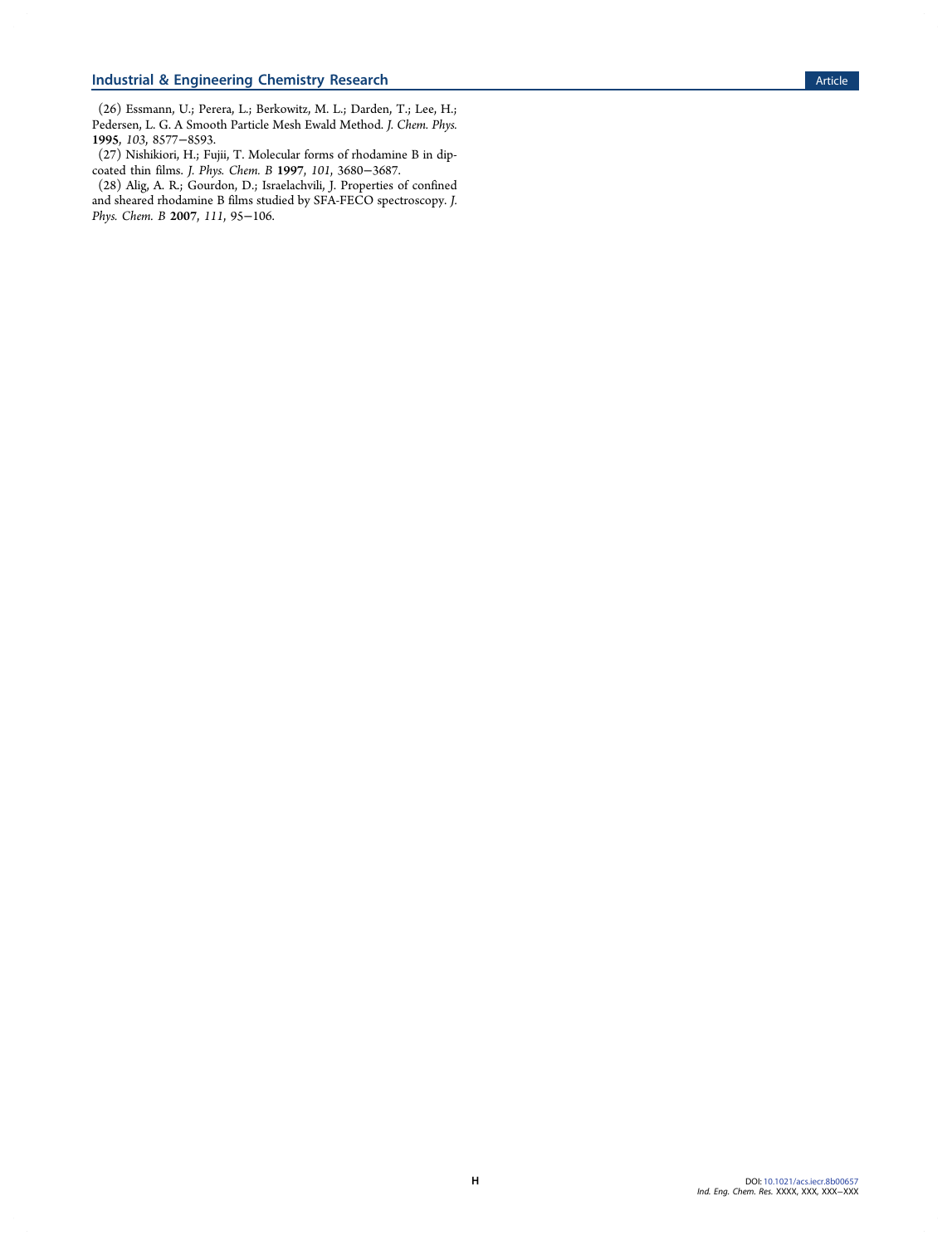(26) Essmann, U.; Perera, L.; Berkowitz, M. L.; Darden, T.; Lee, H.; Pedersen, L. G. A Smooth Particle Mesh Ewald Method. *J. Chem. Phys.* **1995**, *103*, 8577−8593.

(27) Nishikiori, H.; Fujii, T. Molecular forms of rhodamine B in dip-coated thin films. *J. Phys. Chem. B* **1997**, *101*, 3680−3687.

(28) Alig, A. R.; Gourdon, D.; Israelachvili, J. Properties of confined and sheared rhodamine B films studied by SFA-FECO spectroscopy. *J. Phys. Chem. B* **2007**, *111*, 95−106.